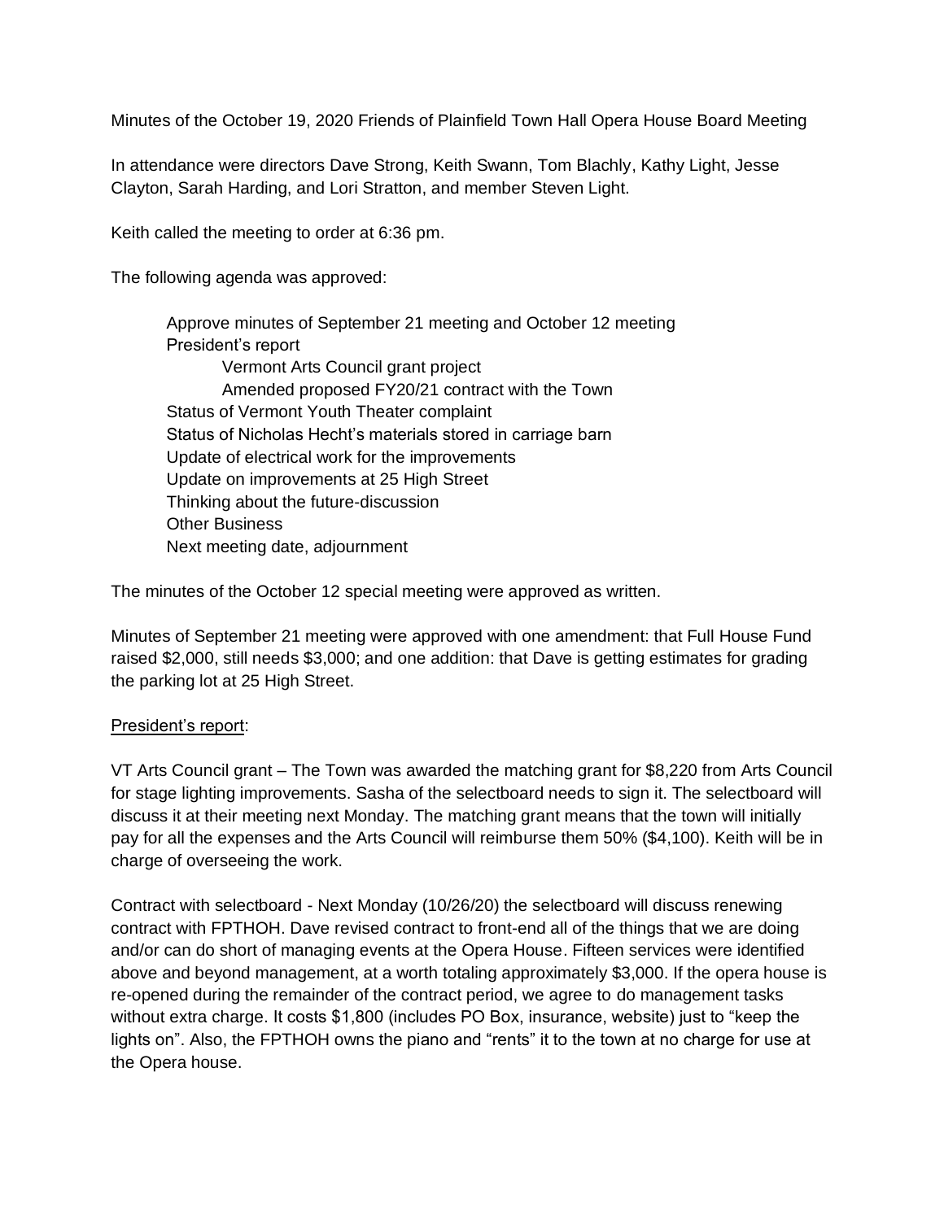Minutes of the October 19, 2020 Friends of Plainfield Town Hall Opera House Board Meeting

In attendance were directors Dave Strong, Keith Swann, Tom Blachly, Kathy Light, Jesse Clayton, Sarah Harding, and Lori Stratton, and member Steven Light.

Keith called the meeting to order at 6:36 pm.

The following agenda was approved:

- Approve minutes of September 21 meeting and October 12 meeting
- President's report
  - Vermont Arts Council grant project
  - Amended proposed FY20/21 contract with the Town
- Status of Vermont Youth Theater complaint
- Status of Nicholas Hecht's materials stored in carriage barn
- Update of electrical work for the improvements
- Update on improvements at 25 High Street
- Thinking about the future-discussion
- Other Business
- Next meeting date, adjournment

The minutes of the October 12 special meeting were approved as written.

Minutes of September 21 meeting were approved with one amendment: that Full House Fund raised $2,000, still needs $3,000; and one addition: that Dave is getting estimates for grading the parking lot at 25 High Street.

<u>President's report</u>:

VT Arts Council grant – The Town was awarded the matching grant for $8,220 from Arts Council for stage lighting improvements. Sasha of the selectboard needs to sign it. The selectboard will discuss it at their meeting next Monday. The matching grant means that the town will initially pay for all the expenses and the Arts Council will reimburse them 50% ($4,100). Keith will be in charge of overseeing the work.

Contract with selectboard - Next Monday (10/26/20) the selectboard will discuss renewing contract with FPTHOH. Dave revised contract to front-end all of the things that we are doing and/or can do short of managing events at the Opera House. Fifteen services were identified above and beyond management, at a worth totaling approximately $3,000. If the opera house is re-opened during the remainder of the contract period, we agree to do management tasks without extra charge. It costs $1,800 (includes PO Box, insurance, website) just to "keep the lights on". Also, the FPTHOH owns the piano and "rents" it to the town at no charge for use at the Opera house.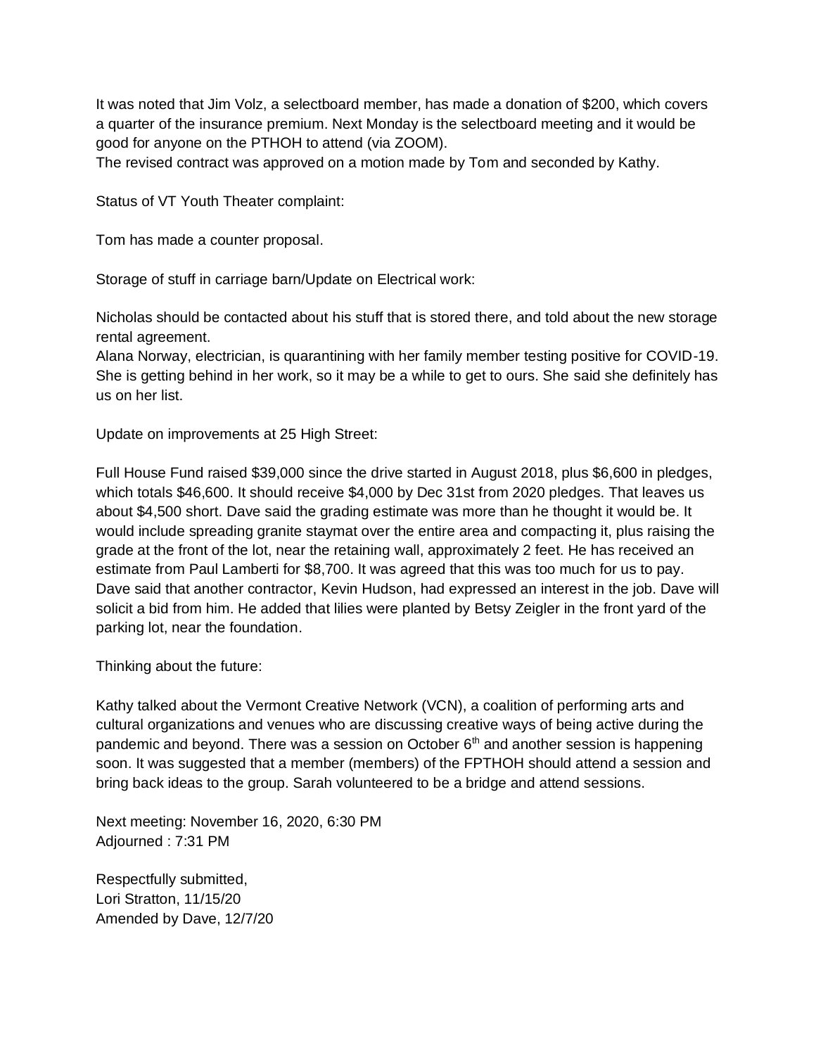It was noted that Jim Volz, a selectboard member, has made a donation of $200, which covers a quarter of the insurance premium. Next Monday is the selectboard meeting and it would be good for anyone on the PTHOH to attend (via ZOOM).
The revised contract was approved on a motion made by Tom and seconded by Kathy.

Status of VT Youth Theater complaint:

Tom has made a counter proposal.

Storage of stuff in carriage barn/Update on Electrical work:

Nicholas should be contacted about his stuff that is stored there, and told about the new storage rental agreement.
Alana Norway, electrician, is quarantining with her family member testing positive for COVID-19. She is getting behind in her work, so it may be a while to get to ours. She said she definitely has us on her list.

Update on improvements at 25 High Street:

Full House Fund raised $39,000 since the drive started in August 2018, plus $6,600 in pledges, which totals $46,600. It should receive $4,000 by Dec 31st from 2020 pledges. That leaves us about $4,500 short. Dave said the grading estimate was more than he thought it would be. It would include spreading granite staymat over the entire area and compacting it, plus raising the grade at the front of the lot, near the retaining wall, approximately 2 feet. He has received an estimate from Paul Lamberti for $8,700. It was agreed that this was too much for us to pay. Dave said that another contractor, Kevin Hudson, had expressed an interest in the job. Dave will solicit a bid from him. He added that lilies were planted by Betsy Zeigler in the front yard of the parking lot, near the foundation.

Thinking about the future:

Kathy talked about the Vermont Creative Network (VCN), a coalition of performing arts and cultural organizations and venues who are discussing creative ways of being active during the pandemic and beyond. There was a session on October 6th and another session is happening soon. It was suggested that a member (members) of the FPTHOH should attend a session and bring back ideas to the group. Sarah volunteered to be a bridge and attend sessions.

Next meeting: November 16, 2020, 6:30 PM
Adjourned : 7:31 PM

Respectfully submitted,
Lori Stratton, 11/15/20
Amended by Dave, 12/7/20